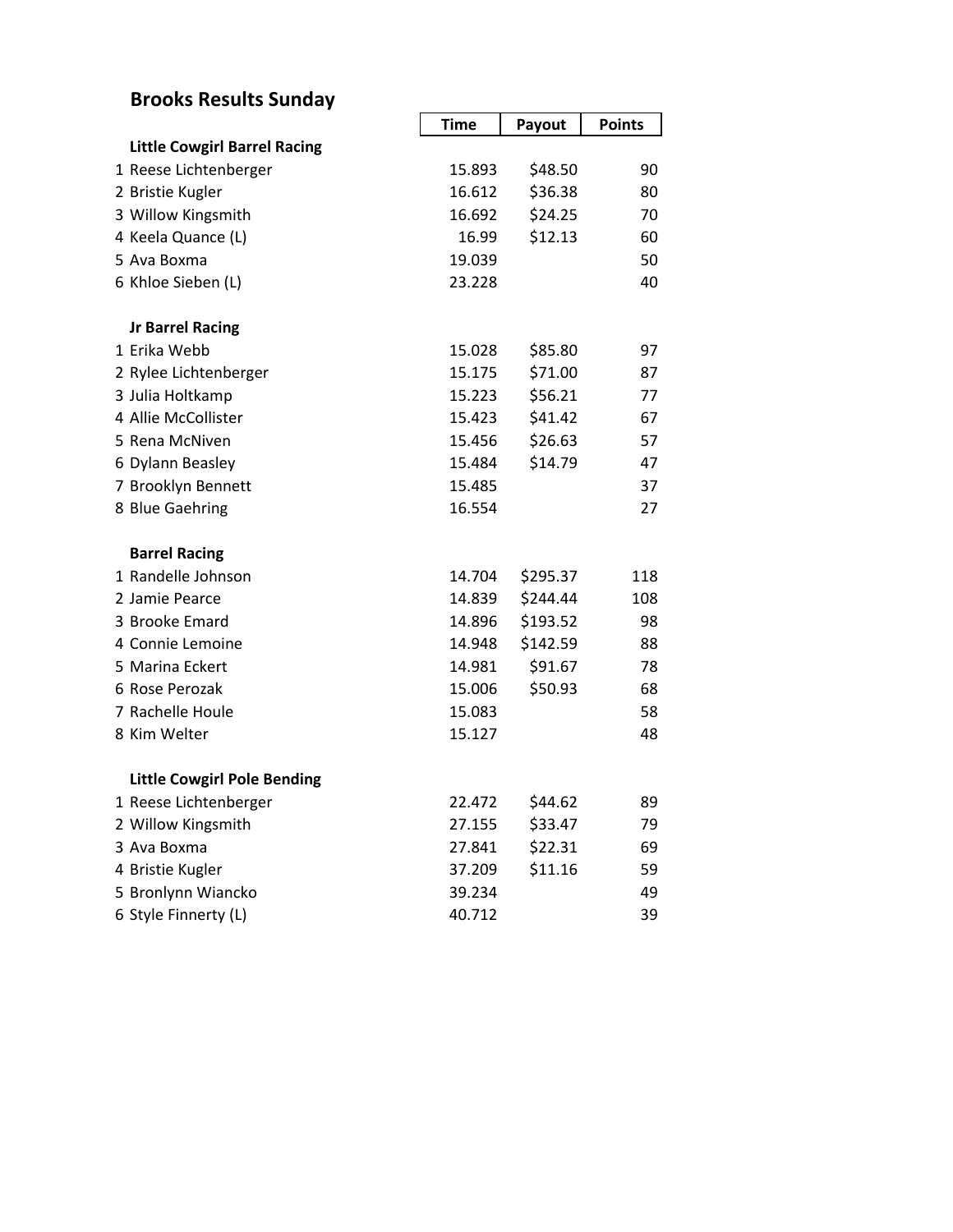# Brooks Results Sunday

| | Time | Payout | Points |
|---|---|---|---|
| **Little Cowgirl Barrel Racing** | | | |
| 1 Reese Lichtenberger | 15.893 | $48.50 | 90 |
| 2 Bristie Kugler | 16.612 | $36.38 | 80 |
| 3 Willow Kingsmith | 16.692 | $24.25 | 70 |
| 4 Keela Quance (L) | 16.99 | $12.13 | 60 |
| 5 Ava Boxma | 19.039 | | 50 |
| 6 Khloe Sieben (L) | 23.228 | | 40 |
| | | | |
| **Jr Barrel Racing** | | | |
| 1 Erika Webb | 15.028 | $85.80 | 97 |
| 2 Rylee Lichtenberger | 15.175 | $71.00 | 87 |
| 3 Julia Holtkamp | 15.223 | $56.21 | 77 |
| 4 Allie McCollister | 15.423 | $41.42 | 67 |
| 5 Rena McNiven | 15.456 | $26.63 | 57 |
| 6 Dylann Beasley | 15.484 | $14.79 | 47 |
| 7 Brooklyn Bennett | 15.485 | | 37 |
| 8 Blue Gaehring | 16.554 | | 27 |
| | | | |
| **Barrel Racing** | | | |
| 1 Randelle Johnson | 14.704 | $295.37 | 118 |
| 2 Jamie Pearce | 14.839 | $244.44 | 108 |
| 3 Brooke Emard | 14.896 | $193.52 | 98 |
| 4 Connie Lemoine | 14.948 | $142.59 | 88 |
| 5 Marina Eckert | 14.981 | $91.67 | 78 |
| 6 Rose Perozak | 15.006 | $50.93 | 68 |
| 7 Rachelle Houle | 15.083 | | 58 |
| 8 Kim Welter | 15.127 | | 48 |
| | | | |
| **Little Cowgirl Pole Bending** | | | |
| 1 Reese Lichtenberger | 22.472 | $44.62 | 89 |
| 2 Willow Kingsmith | 27.155 | $33.47 | 79 |
| 3 Ava Boxma | 27.841 | $22.31 | 69 |
| 4 Bristie Kugler | 37.209 | $11.16 | 59 |
| 5 Bronlynn Wiancko | 39.234 | | 49 |
| 6 Style Finnerty (L) | 40.712 | | 39 |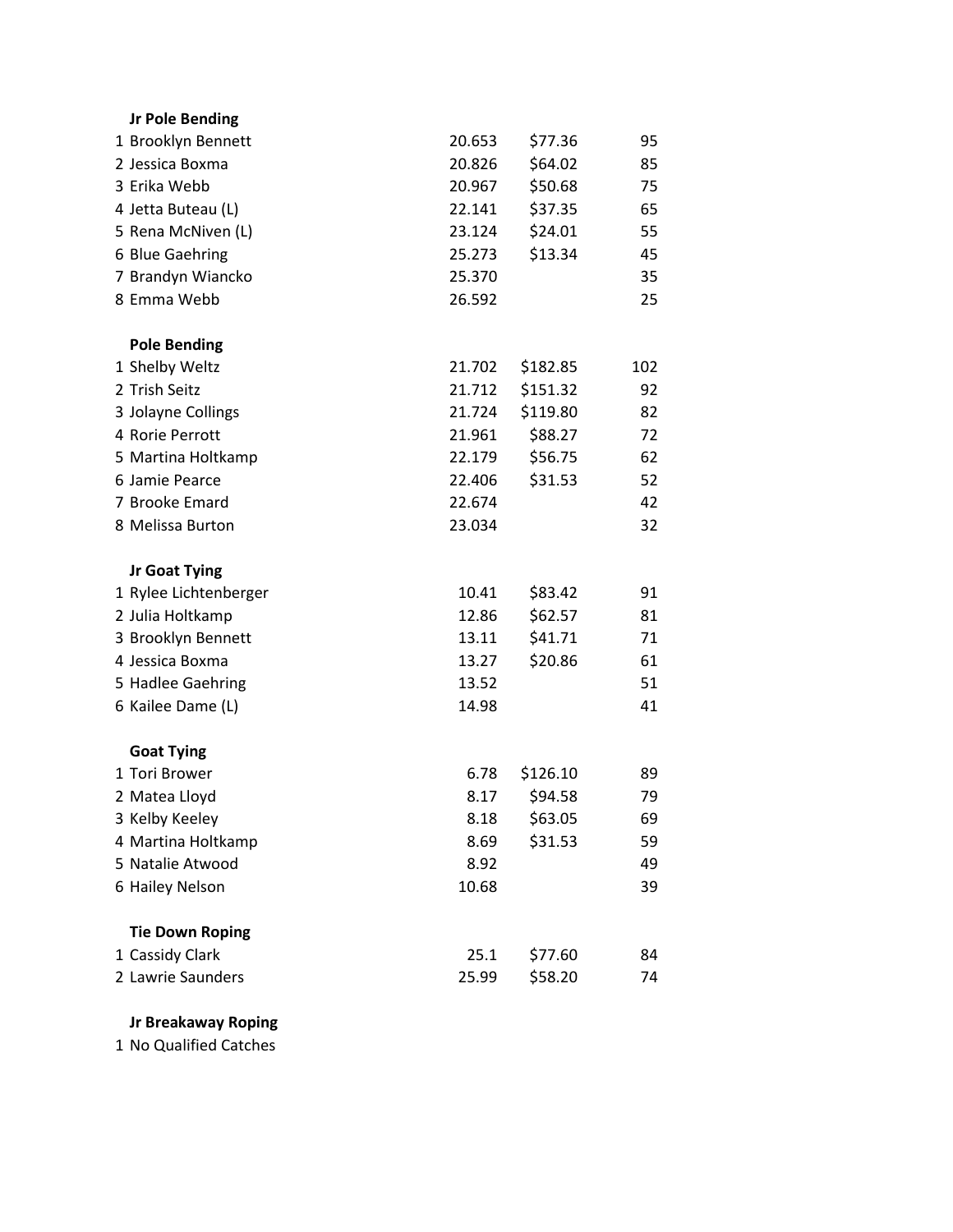### Jr Pole Bending

| | | | | |
|---|---|---|---|---|
| 1 | Brooklyn Bennett | 20.653 | $77.36 | 95 |
| 2 | Jessica Boxma | 20.826 | $64.02 | 85 |
| 3 | Erika Webb | 20.967 | $50.68 | 75 |
| 4 | Jetta Buteau (L) | 22.141 | $37.35 | 65 |
| 5 | Rena McNiven (L) | 23.124 | $24.01 | 55 |
| 6 | Blue Gaehring | 25.273 | $13.34 | 45 |
| 7 | Brandyn Wiancko | 25.370 | | 35 |
| 8 | Emma Webb | 26.592 | | 25 |

### Pole Bending

| | | | | |
|---|---|---|---|---|
| 1 | Shelby Weltz | 21.702 | $182.85 | 102 |
| 2 | Trish Seitz | 21.712 | $151.32 | 92 |
| 3 | Jolayne Collings | 21.724 | $119.80 | 82 |
| 4 | Rorie Perrott | 21.961 | $88.27 | 72 |
| 5 | Martina Holtkamp | 22.179 | $56.75 | 62 |
| 6 | Jamie Pearce | 22.406 | $31.53 | 52 |
| 7 | Brooke Emard | 22.674 | | 42 |
| 8 | Melissa Burton | 23.034 | | 32 |

### Jr Goat Tying

| | | | | |
|---|---|---|---|---|
| 1 | Rylee Lichtenberger | 10.41 | $83.42 | 91 |
| 2 | Julia Holtkamp | 12.86 | $62.57 | 81 |
| 3 | Brooklyn Bennett | 13.11 | $41.71 | 71 |
| 4 | Jessica Boxma | 13.27 | $20.86 | 61 |
| 5 | Hadlee Gaehring | 13.52 | | 51 |
| 6 | Kailee Dame (L) | 14.98 | | 41 |

### Goat Tying

| | | | | |
|---|---|---|---|---|
| 1 | Tori Brower | 6.78 | $126.10 | 89 |
| 2 | Matea Lloyd | 8.17 | $94.58 | 79 |
| 3 | Kelby Keeley | 8.18 | $63.05 | 69 |
| 4 | Martina Holtkamp | 8.69 | $31.53 | 59 |
| 5 | Natalie Atwood | 8.92 | | 49 |
| 6 | Hailey Nelson | 10.68 | | 39 |

### Tie Down Roping

| | | | | |
|---|---|---|---|---|
| 1 | Cassidy Clark | 25.1 | $77.60 | 84 |
| 2 | Lawrie Saunders | 25.99 | $58.20 | 74 |

### Jr Breakaway Roping

1 No Qualified Catches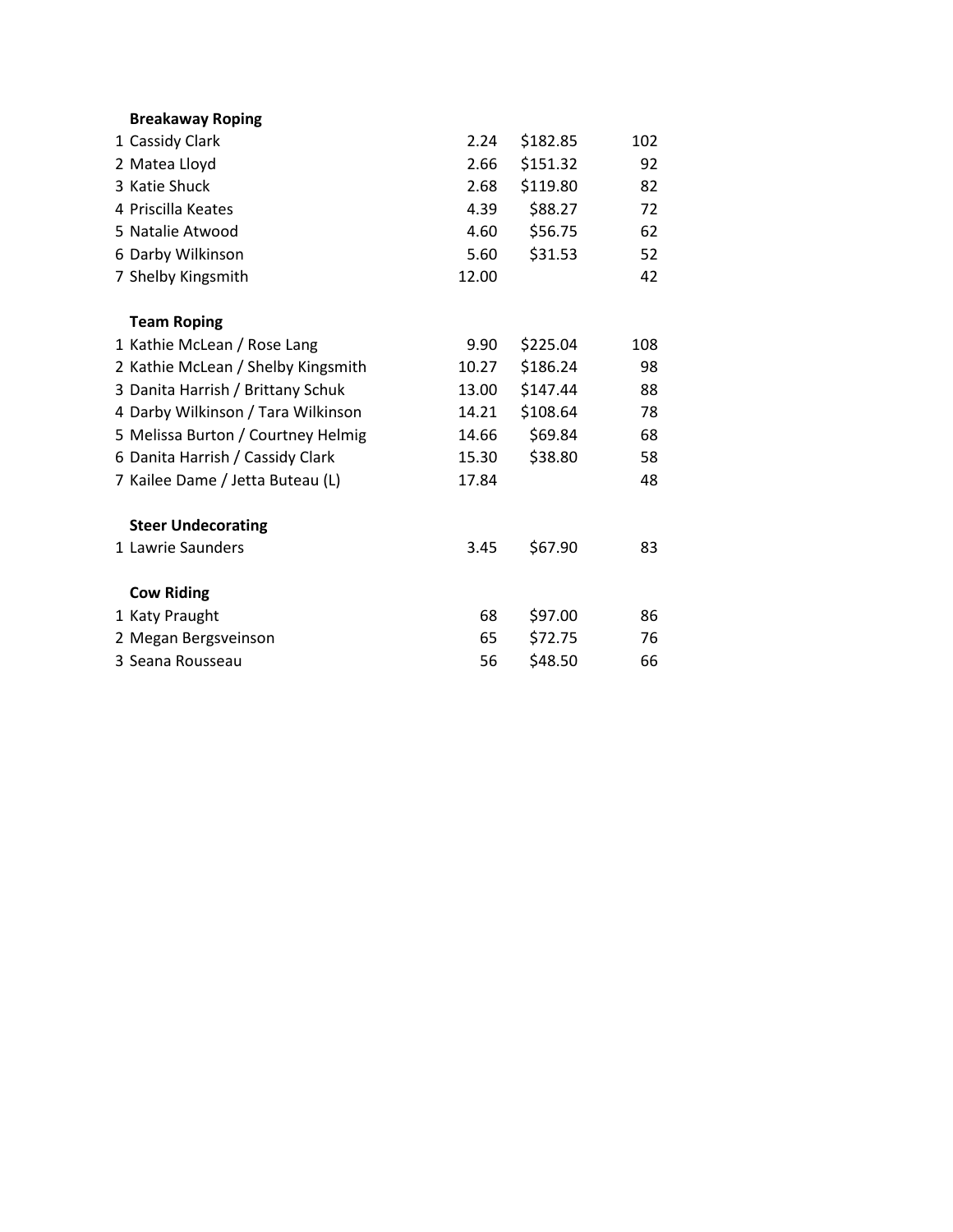| | | | | |
|---|---|---|---|---|
| | **Breakaway Roping** | | | |
| 1 | Cassidy Clark | 2.24 | $182.85 | 102 |
| 2 | Matea Lloyd | 2.66 | $151.32 | 92 |
| 3 | Katie Shuck | 2.68 | $119.80 | 82 |
| 4 | Priscilla Keates | 4.39 | $88.27 | 72 |
| 5 | Natalie Atwood | 4.60 | $56.75 | 62 |
| 6 | Darby Wilkinson | 5.60 | $31.53 | 52 |
| 7 | Shelby Kingsmith | 12.00 | | 42 |
| | | | | |
| | **Team Roping** | | | |
| 1 | Kathie McLean / Rose Lang | 9.90 | $225.04 | 108 |
| 2 | Kathie McLean / Shelby Kingsmith | 10.27 | $186.24 | 98 |
| 3 | Danita Harrish / Brittany Schuk | 13.00 | $147.44 | 88 |
| 4 | Darby Wilkinson / Tara Wilkinson | 14.21 | $108.64 | 78 |
| 5 | Melissa Burton / Courtney Helmig | 14.66 | $69.84 | 68 |
| 6 | Danita Harrish / Cassidy Clark | 15.30 | $38.80 | 58 |
| 7 | Kailee Dame / Jetta Buteau (L) | 17.84 | | 48 |
| | | | | |
| | **Steer Undecorating** | | | |
| 1 | Lawrie Saunders | 3.45 | $67.90 | 83 |
| | | | | |
| | **Cow Riding** | | | |
| 1 | Katy Praught | 68 | $97.00 | 86 |
| 2 | Megan Bergsveinson | 65 | $72.75 | 76 |
| 3 | Seana Rousseau | 56 | $48.50 | 66 |